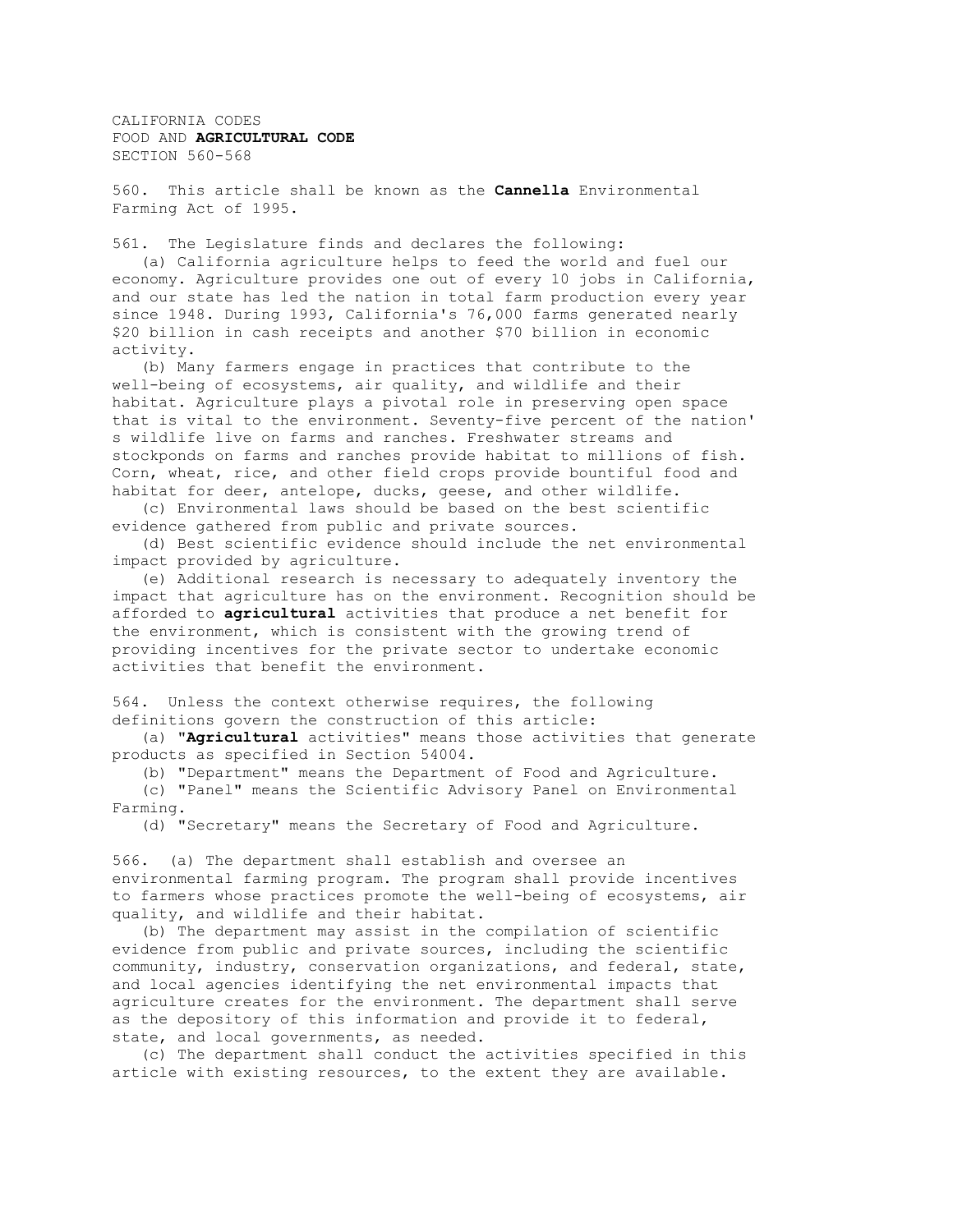CALIFORNIA CODES
FOOD AND **AGRICULTURAL CODE**
SECTION 560-568

560. This article shall be known as the **Cannella** Environmental Farming Act of 1995.

561. The Legislature finds and declares the following:

(a) California agriculture helps to feed the world and fuel our economy. Agriculture provides one out of every 10 jobs in California, and our state has led the nation in total farm production every year since 1948. During 1993, California's 76,000 farms generated nearly $20 billion in cash receipts and another $70 billion in economic activity.

(b) Many farmers engage in practices that contribute to the well-being of ecosystems, air quality, and wildlife and their habitat. Agriculture plays a pivotal role in preserving open space that is vital to the environment. Seventy-five percent of the nation's wildlife live on farms and ranches. Freshwater streams and stockponds on farms and ranches provide habitat to millions of fish. Corn, wheat, rice, and other field crops provide bountiful food and habitat for deer, antelope, ducks, geese, and other wildlife.

(c) Environmental laws should be based on the best scientific evidence gathered from public and private sources.

(d) Best scientific evidence should include the net environmental impact provided by agriculture.

(e) Additional research is necessary to adequately inventory the impact that agriculture has on the environment. Recognition should be afforded to **agricultural** activities that produce a net benefit for the environment, which is consistent with the growing trend of providing incentives for the private sector to undertake economic activities that benefit the environment.

564. Unless the context otherwise requires, the following definitions govern the construction of this article:

(a) "**Agricultural** activities" means those activities that generate products as specified in Section 54004.

(b) "Department" means the Department of Food and Agriculture.

(c) "Panel" means the Scientific Advisory Panel on Environmental Farming.

(d) "Secretary" means the Secretary of Food and Agriculture.

566. (a) The department shall establish and oversee an environmental farming program. The program shall provide incentives to farmers whose practices promote the well-being of ecosystems, air quality, and wildlife and their habitat.

(b) The department may assist in the compilation of scientific evidence from public and private sources, including the scientific community, industry, conservation organizations, and federal, state, and local agencies identifying the net environmental impacts that agriculture creates for the environment. The department shall serve as the depository of this information and provide it to federal, state, and local governments, as needed.

(c) The department shall conduct the activities specified in this article with existing resources, to the extent they are available.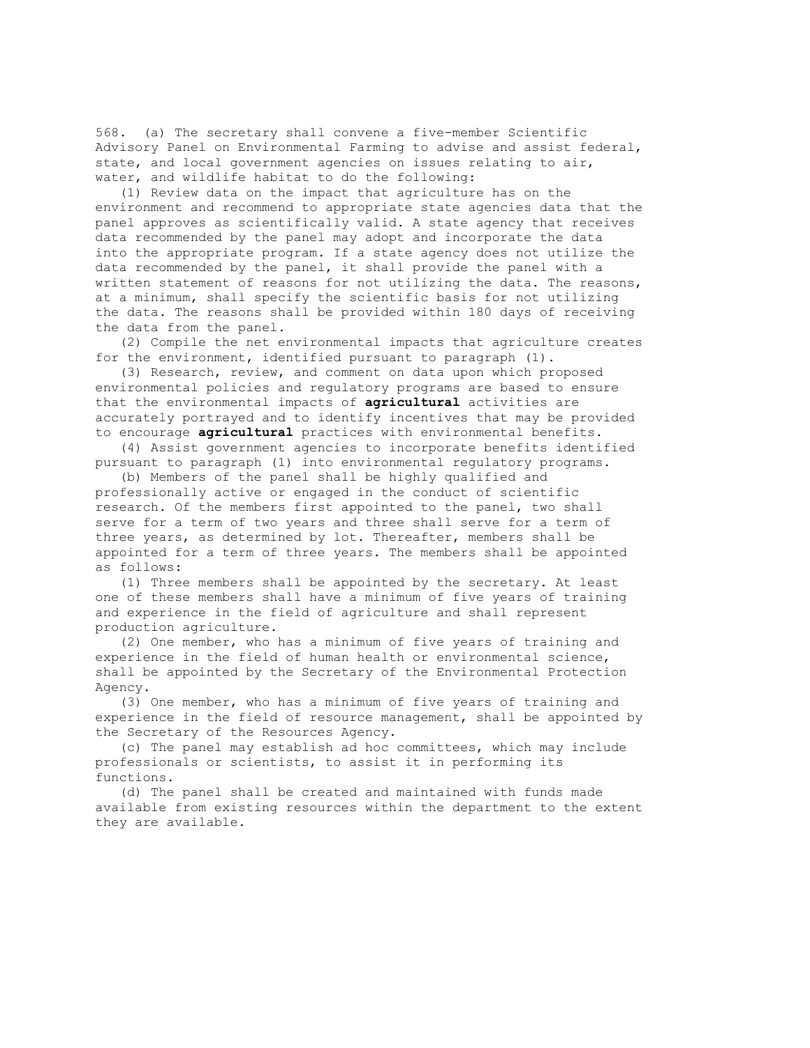568. (a) The secretary shall convene a five-member Scientific Advisory Panel on Environmental Farming to advise and assist federal, state, and local government agencies on issues relating to air, water, and wildlife habitat to do the following:

(1) Review data on the impact that agriculture has on the environment and recommend to appropriate state agencies data that the panel approves as scientifically valid. A state agency that receives data recommended by the panel may adopt and incorporate the data into the appropriate program. If a state agency does not utilize the data recommended by the panel, it shall provide the panel with a written statement of reasons for not utilizing the data. The reasons, at a minimum, shall specify the scientific basis for not utilizing the data. The reasons shall be provided within 180 days of receiving the data from the panel.

(2) Compile the net environmental impacts that agriculture creates for the environment, identified pursuant to paragraph (1).

(3) Research, review, and comment on data upon which proposed environmental policies and regulatory programs are based to ensure that the environmental impacts of **agricultural** activities are accurately portrayed and to identify incentives that may be provided to encourage **agricultural** practices with environmental benefits.

(4) Assist government agencies to incorporate benefits identified pursuant to paragraph (1) into environmental regulatory programs.

(b) Members of the panel shall be highly qualified and professionally active or engaged in the conduct of scientific research. Of the members first appointed to the panel, two shall serve for a term of two years and three shall serve for a term of three years, as determined by lot. Thereafter, members shall be appointed for a term of three years. The members shall be appointed as follows:

(1) Three members shall be appointed by the secretary. At least one of these members shall have a minimum of five years of training and experience in the field of agriculture and shall represent production agriculture.

(2) One member, who has a minimum of five years of training and experience in the field of human health or environmental science, shall be appointed by the Secretary of the Environmental Protection Agency.

(3) One member, who has a minimum of five years of training and experience in the field of resource management, shall be appointed by the Secretary of the Resources Agency.

(c) The panel may establish ad hoc committees, which may include professionals or scientists, to assist it in performing its functions.

(d) The panel shall be created and maintained with funds made available from existing resources within the department to the extent they are available.